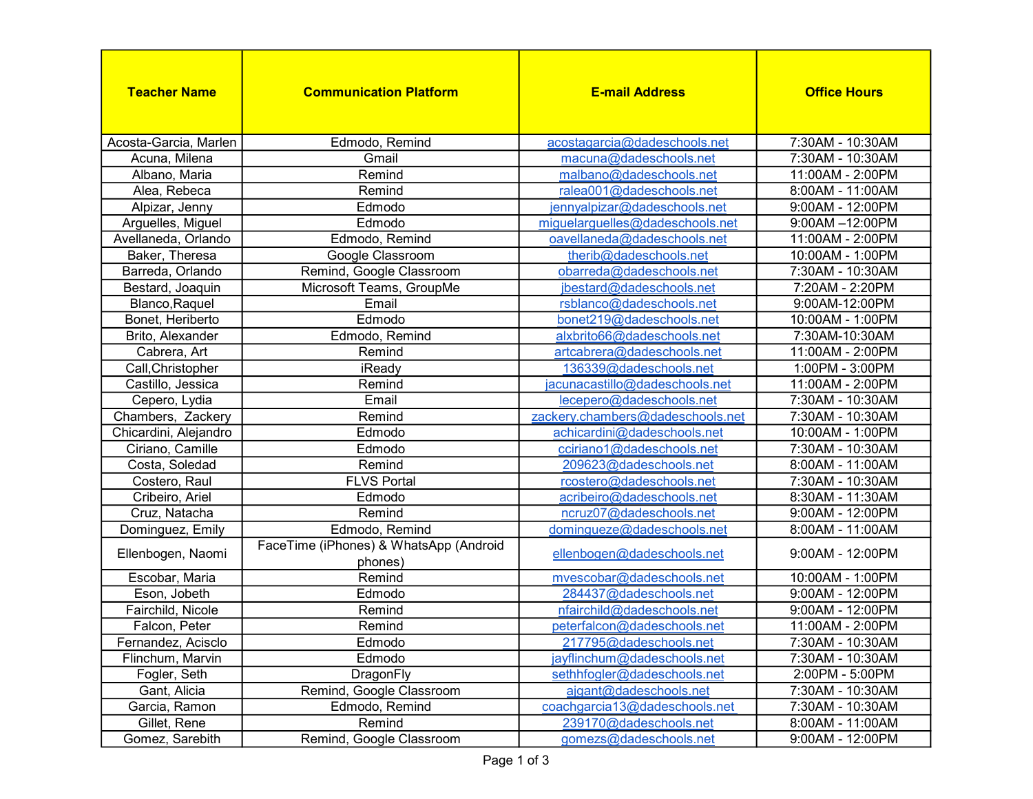| Teacher Name | Communication Platform | E-mail Address | Office Hours |
|---|---|---|---|
| Acosta-Garcia, Marlen | Edmodo, Remind | acostagarcia@dadeschools.net | 7:30AM - 10:30AM |
| Acuna, Milena | Gmail | macuna@dadeschools.net | 7:30AM - 10:30AM |
| Albano, Maria | Remind | malbano@dadeschools.net | 11:00AM - 2:00PM |
| Alea, Rebeca | Remind | ralea001@dadeschools.net | 8:00AM - 11:00AM |
| Alpizar, Jenny | Edmodo | jennyalpizar@dadeschools.net | 9:00AM - 12:00PM |
| Arguelles, Miguel | Edmodo | miguelarguelles@dadeschools.net | 9:00AM –12:00PM |
| Avellaneda, Orlando | Edmodo, Remind | oavellaneda@dadeschools.net | 11:00AM - 2:00PM |
| Baker, Theresa | Google Classroom | therib@dadeschools.net | 10:00AM - 1:00PM |
| Barreda, Orlando | Remind, Google Classroom | obarreda@dadeschools.net | 7:30AM - 10:30AM |
| Bestard, Joaquin | Microsoft Teams, GroupMe | jbestard@dadeschools.net | 7:20AM - 2:20PM |
| Blanco,Raquel | Email | rsblanco@dadeschools.net | 9:00AM-12:00PM |
| Bonet, Heriberto | Edmodo | bonet219@dadeschools.net | 10:00AM - 1:00PM |
| Brito, Alexander | Edmodo, Remind | alxbrito66@dadeschools.net | 7:30AM-10:30AM |
| Cabrera, Art | Remind | artcabrera@dadeschools.net | 11:00AM - 2:00PM |
| Call,Christopher | iReady | 136339@dadeschools.net | 1:00PM - 3:00PM |
| Castillo, Jessica | Remind | jacunacastillo@dadeschools.net | 11:00AM - 2:00PM |
| Cepero, Lydia | Email | lecepero@dadeschools.net | 7:30AM - 10:30AM |
| Chambers, Zackery | Remind | zackery.chambers@dadeschools.net | 7:30AM - 10:30AM |
| Chicardini, Alejandro | Edmodo | achicardini@dadeschools.net | 10:00AM - 1:00PM |
| Ciriano, Camille | Edmodo | cciriano1@dadeschools.net | 7:30AM - 10:30AM |
| Costa, Soledad | Remind | 209623@dadeschools.net | 8:00AM - 11:00AM |
| Costero, Raul | FLVS Portal | rcostero@dadeschools.net | 7:30AM - 10:30AM |
| Cribeiro, Ariel | Edmodo | acribeiro@dadeschools.net | 8:30AM - 11:30AM |
| Cruz, Natacha | Remind | ncruz07@dadeschools.net | 9:00AM - 12:00PM |
| Dominguez, Emily | Edmodo, Remind | domingueze@dadeschools.net | 8:00AM - 11:00AM |
| Ellenbogen, Naomi | FaceTime (iPhones) & WhatsApp (Android phones) | ellenbogen@dadeschools.net | 9:00AM - 12:00PM |
| Escobar, Maria | Remind | mvescobar@dadeschools.net | 10:00AM - 1:00PM |
| Eson, Jobeth | Edmodo | 284437@dadeschools.net | 9:00AM - 12:00PM |
| Fairchild, Nicole | Remind | nfairchild@dadeschools.net | 9:00AM - 12:00PM |
| Falcon, Peter | Remind | peterfalcon@dadeschools.net | 11:00AM - 2:00PM |
| Fernandez, Acisclo | Edmodo | 217795@dadeschools.net | 7:30AM - 10:30AM |
| Flinchum, Marvin | Edmodo | jayflinchum@dadeschools.net | 7:30AM - 10:30AM |
| Fogler, Seth | DragonFly | sethhfogler@dadeschools.net | 2:00PM - 5:00PM |
| Gant, Alicia | Remind, Google Classroom | ajgant@dadeschools.net | 7:30AM - 10:30AM |
| Garcia, Ramon | Edmodo, Remind | coachgarcia13@dadeschools.net | 7:30AM - 10:30AM |
| Gillet, Rene | Remind | 239170@dadeschools.net | 8:00AM - 11:00AM |
| Gomez, Sarebith | Remind, Google Classroom | gomezs@dadeschools.net | 9:00AM - 12:00PM |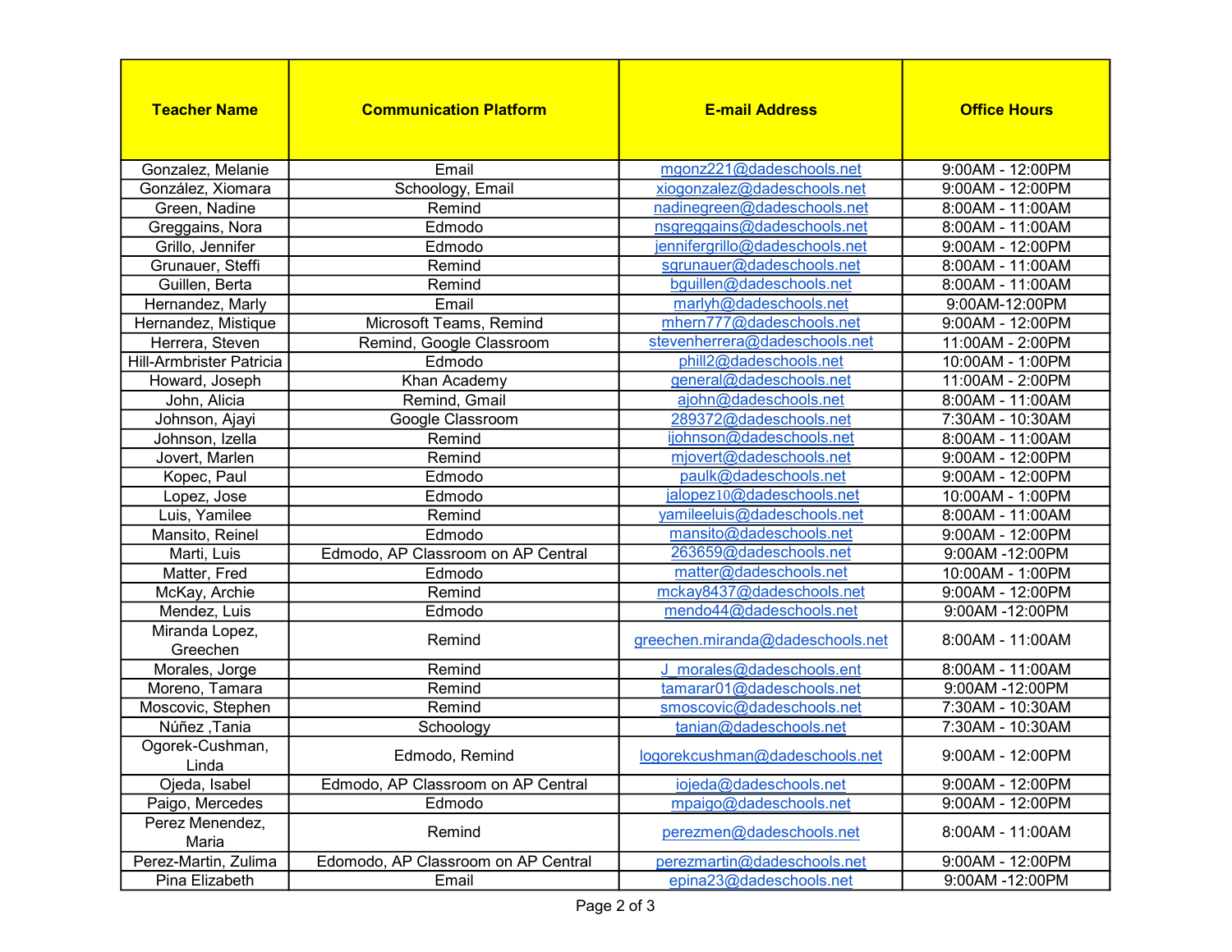| Teacher Name | Communication Platform | E-mail Address | Office Hours |
|---|---|---|---|
| Gonzalez, Melanie | Email | mgonz221@dadeschools.net | 9:00AM - 12:00PM |
| González, Xiomara | Schoology, Email | xiogonzalez@dadeschools.net | 9:00AM - 12:00PM |
| Green, Nadine | Remind | nadinegreen@dadeschools.net | 8:00AM - 11:00AM |
| Greggains, Nora | Edmodo | nsgreggains@dadeschools.net | 8:00AM - 11:00AM |
| Grillo, Jennifer | Edmodo | jennifergrillo@dadeschools.net | 9:00AM - 12:00PM |
| Grunauer, Steffi | Remind | sgrunauer@dadeschools.net | 8:00AM - 11:00AM |
| Guillen, Berta | Remind | bguillen@dadeschools.net | 8:00AM - 11:00AM |
| Hernandez, Marly | Email | marlyh@dadeschools.net | 9:00AM-12:00PM |
| Hernandez, Mistique | Microsoft Teams, Remind | mhern777@dadeschools.net | 9:00AM - 12:00PM |
| Herrera, Steven | Remind, Google Classroom | stevenherrera@dadeschools.net | 11:00AM - 2:00PM |
| Hill-Armbrister Patricia | Edmodo | phill2@dadeschools.net | 10:00AM - 1:00PM |
| Howard, Joseph | Khan Academy | general@dadeschools.net | 11:00AM - 2:00PM |
| John, Alicia | Remind, Gmail | ajohn@dadeschools.net | 8:00AM - 11:00AM |
| Johnson, Ajayi | Google Classroom | 289372@dadeschools.net | 7:30AM - 10:30AM |
| Johnson, Izella | Remind | ijohnson@dadeschools.net | 8:00AM - 11:00AM |
| Jovert, Marlen | Remind | mjovert@dadeschools.net | 9:00AM - 12:00PM |
| Kopec, Paul | Edmodo | paulk@dadeschools.net | 9:00AM - 12:00PM |
| Lopez, Jose | Edmodo | jalopez10@dadeschools.net | 10:00AM - 1:00PM |
| Luis, Yamilee | Remind | yamileeluis@dadeschools.net | 8:00AM - 11:00AM |
| Mansito, Reinel | Edmodo | mansito@dadeschools.net | 9:00AM - 12:00PM |
| Marti, Luis | Edmodo, AP Classroom on AP Central | 263659@dadeschools.net | 9:00AM -12:00PM |
| Matter, Fred | Edmodo | matter@dadeschools.net | 10:00AM - 1:00PM |
| McKay, Archie | Remind | mckay8437@dadeschools.net | 9:00AM - 12:00PM |
| Mendez, Luis | Edmodo | mendo44@dadeschools.net | 9:00AM -12:00PM |
| Miranda Lopez, Greechen | Remind | greechen.miranda@dadeschools.net | 8:00AM - 11:00AM |
| Morales, Jorge | Remind | J_morales@dadeschools.ent | 8:00AM - 11:00AM |
| Moreno, Tamara | Remind | tamarar01@dadeschools.net | 9:00AM -12:00PM |
| Moscovic, Stephen | Remind | smoscovic@dadeschools.net | 7:30AM - 10:30AM |
| Núñez ,Tania | Schoology | tanian@dadeschools.net | 7:30AM - 10:30AM |
| Ogorek-Cushman, Linda | Edmodo, Remind | logorekcushman@dadeschools.net | 9:00AM - 12:00PM |
| Ojeda, Isabel | Edmodo, AP Classroom on AP Central | iojeda@dadeschools.net | 9:00AM - 12:00PM |
| Paigo, Mercedes | Edmodo | mpaigo@dadeschools.net | 9:00AM - 12:00PM |
| Perez Menendez, Maria | Remind | perezmen@dadeschools.net | 8:00AM - 11:00AM |
| Perez-Martin, Zulima | Edomodo, AP Classroom on AP Central | perezmartin@dadeschools.net | 9:00AM - 12:00PM |
| Pina Elizabeth | Email | epina23@dadeschools.net | 9:00AM -12:00PM |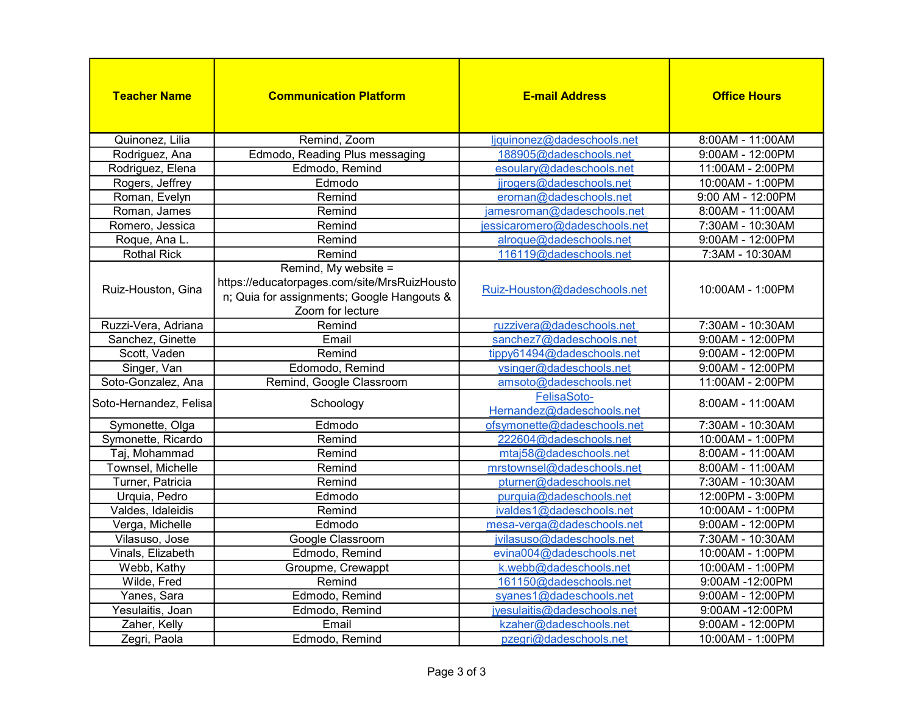| Teacher Name | Communication Platform | E-mail Address | Office Hours |
|---|---|---|---|
| Quinonez, Lilia | Remind, Zoom | ljquinonez@dadeschools.net | 8:00AM - 11:00AM |
| Rodriguez, Ana | Edmodo, Reading Plus messaging | 188905@dadeschools.net | 9:00AM - 12:00PM |
| Rodriguez, Elena | Edmodo, Remind | esoulary@dadeschools.net | 11:00AM - 2:00PM |
| Rogers, Jeffrey | Edmodo | jjrogers@dadeschools.net | 10:00AM - 1:00PM |
| Roman, Evelyn | Remind | eroman@dadeschools.net | 9:00 AM - 12:00PM |
| Roman, James | Remind | jamesroman@dadeschools.net | 8:00AM - 11:00AM |
| Romero, Jessica | Remind | jessicaromero@dadeschools.net | 7:30AM - 10:30AM |
| Roque, Ana L. | Remind | alroque@dadeschools.net | 9:00AM - 12:00PM |
| Rothal Rick | Remind | 116119@dadeschools.net | 7:3AM - 10:30AM |
| Ruiz-Houston, Gina | Remind, My website = https://educatorpages.com/site/MrsRuizHouston; Quia for assignments; Google Hangouts & Zoom for lecture | Ruiz-Houston@dadeschools.net | 10:00AM - 1:00PM |
| Ruzzi-Vera, Adriana | Remind | ruzzivera@dadeschools.net | 7:30AM - 10:30AM |
| Sanchez, Ginette | Email | sanchez7@dadeschools.net | 9:00AM - 12:00PM |
| Scott, Vaden | Remind | tippy61494@dadeschools.net | 9:00AM - 12:00PM |
| Singer, Van | Edomodo, Remind | vsinger@dadeschools.net | 9:00AM - 12:00PM |
| Soto-Gonzalez, Ana | Remind, Google Classroom | amsoto@dadeschools.net | 11:00AM - 2:00PM |
| Soto-Hernandez, Felisa | Schoology | FelisaSoto-Hernandez@dadeschools.net | 8:00AM - 11:00AM |
| Symonette, Olga | Edmodo | ofsymonette@dadeschools.net | 7:30AM - 10:30AM |
| Symonette, Ricardo | Remind | 222604@dadeschools.net | 10:00AM - 1:00PM |
| Taj, Mohammad | Remind | mtaj58@dadeschools.net | 8:00AM - 11:00AM |
| Townsel, Michelle | Remind | mrstownsel@dadeschools.net | 8:00AM - 11:00AM |
| Turner, Patricia | Remind | pturner@dadeschools.net | 7:30AM - 10:30AM |
| Urquia, Pedro | Edmodo | purquia@dadeschools.net | 12:00PM - 3:00PM |
| Valdes, Idaleidis | Remind | ivaldes1@dadeschools.net | 10:00AM - 1:00PM |
| Verga, Michelle | Edmodo | mesa-verga@dadeschools.net | 9:00AM - 12:00PM |
| Vilasuso, Jose | Google Classroom | jvilasuso@dadeschools.net | 7:30AM - 10:30AM |
| Vinals, Elizabeth | Edmodo, Remind | evina004@dadeschools.net | 10:00AM - 1:00PM |
| Webb, Kathy | Groupme, Crewappt | k.webb@dadeschools.net | 10:00AM - 1:00PM |
| Wilde, Fred | Remind | 161150@dadeschools.net | 9:00AM -12:00PM |
| Yanes, Sara | Edmodo, Remind | syanes1@dadeschools.net | 9:00AM - 12:00PM |
| Yesulaitis, Joan | Edmodo, Remind | jyesulaitis@dadeschools.net | 9:00AM -12:00PM |
| Zaher, Kelly | Email | kzaher@dadeschools.net | 9:00AM - 12:00PM |
| Zegri, Paola | Edmodo, Remind | pzegri@dadeschools.net | 10:00AM - 1:00PM |